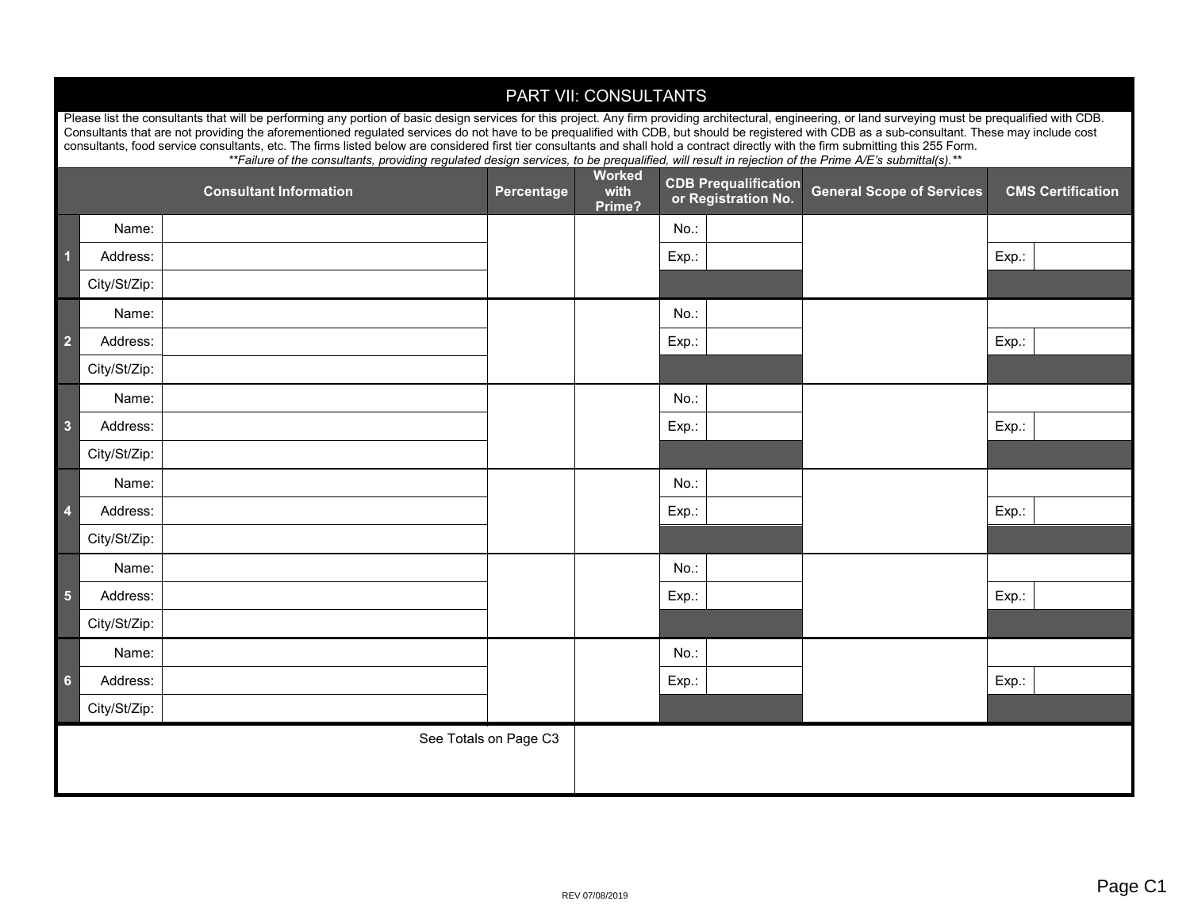## PART VII: CONSULTANTS

Please list the consultants that will be performing any portion of basic design services for this project. Any firm providing architectural, engineering, or land surveying must be prequalified with CDB. Consultants that are not providing the aforementioned regulated services do not have to be prequalified with CDB, but should be registered with CDB as a sub-consultant. These may include cost consultants, food service consultants, etc. The firms listed below are considered first tier consultants and shall hold a contract directly with the firm submitting this 255 Form.

***\*\*Failure of the consultants, providing regulated design services, to be prequalified, will result in rejection of the Prime A/E's submittal(s).\*\****

| | Consultant Information | | Percentage | Worked with Prime? | CDB Prequalification or Registration No. | | General Scope of Services | CMS Certification | |
|---|---|---|---|---|---|---|---|---|---|
| 1 | Name: | | | | No.: | | | | |
| | Address: | | | | Exp.: | | | Exp.: | |
| | City/St/Zip: | | | | | | | | |
| 2 | Name: | | | | No.: | | | | |
| | Address: | | | | Exp.: | | | Exp.: | |
| | City/St/Zip: | | | | | | | | |
| 3 | Name: | | | | No.: | | | | |
| | Address: | | | | Exp.: | | | Exp.: | |
| | City/St/Zip: | | | | | | | | |
| 4 | Name: | | | | No.: | | | | |
| | Address: | | | | Exp.: | | | Exp.: | |
| | City/St/Zip: | | | | | | | | |
| 5 | Name: | | | | No.: | | | | |
| | Address: | | | | Exp.: | | | Exp.: | |
| | City/St/Zip: | | | | | | | | |
| 6 | Name: | | | | No.: | | | | |
| | Address: | | | | Exp.: | | | Exp.: | |
| | City/St/Zip: | | | | | | | | |
| | | See Totals on Page C3 | | | | | | | |

REV 07/08/2019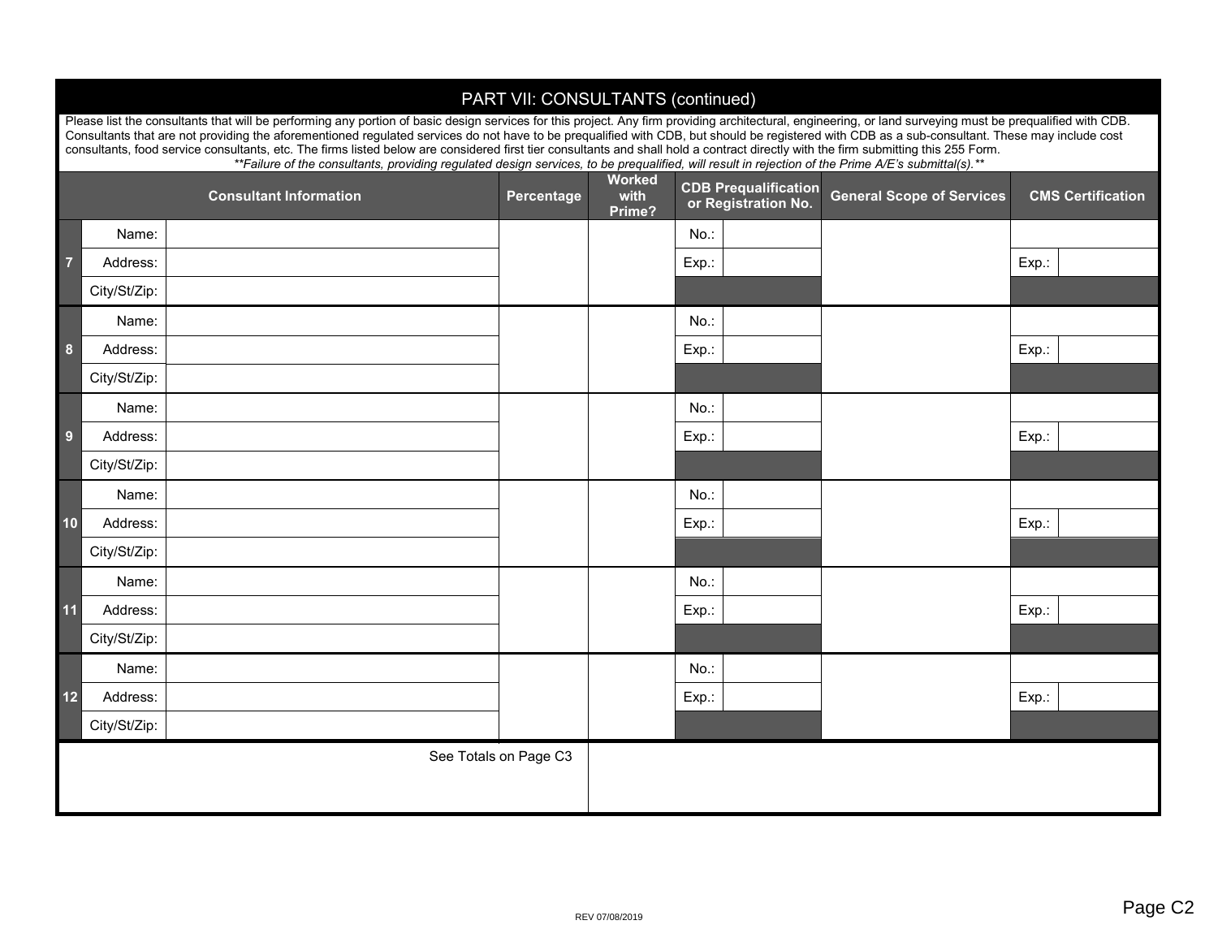## PART VII: CONSULTANTS (continued)

Please list the consultants that will be performing any portion of basic design services for this project. Any firm providing architectural, engineering, or land surveying must be prequalified with CDB. Consultants that are not providing the aforementioned regulated services do not have to be prequalified with CDB, but should be registered with CDB as a sub-consultant. These may include cost consultants, food service consultants, etc. The firms listed below are considered first tier consultants and shall hold a contract directly with the firm submitting this 255 Form.

*\*\*Failure of the consultants, providing regulated design services, to be prequalified, will result in rejection of the Prime A/E's submittal(s).\*\**

| | Consultant Information | | Percentage | Worked with Prime? | CDB Prequalification or Registration No. | | General Scope of Services | CMS Certification | |
|---|---|---|---|---|---|---|---|---|---|
| 7 | Name: | | | | No.: | | | | |
| | Address: | | | | Exp.: | | | Exp.: | |
| | City/St/Zip: | | | | | | | | |
| 8 | Name: | | | | No.: | | | | |
| | Address: | | | | Exp.: | | | Exp.: | |
| | City/St/Zip: | | | | | | | | |
| 9 | Name: | | | | No.: | | | | |
| | Address: | | | | Exp.: | | | Exp.: | |
| | City/St/Zip: | | | | | | | | |
| 10 | Name: | | | | No.: | | | | |
| | Address: | | | | Exp.: | | | Exp.: | |
| | City/St/Zip: | | | | | | | | |
| 11 | Name: | | | | No.: | | | | |
| | Address: | | | | Exp.: | | | Exp.: | |
| | City/St/Zip: | | | | | | | | |
| 12 | Name: | | | | No.: | | | | |
| | Address: | | | | Exp.: | | | Exp.: | |
| | City/St/Zip: | | | | | | | | |

See Totals on Page C3

REV 07/08/2019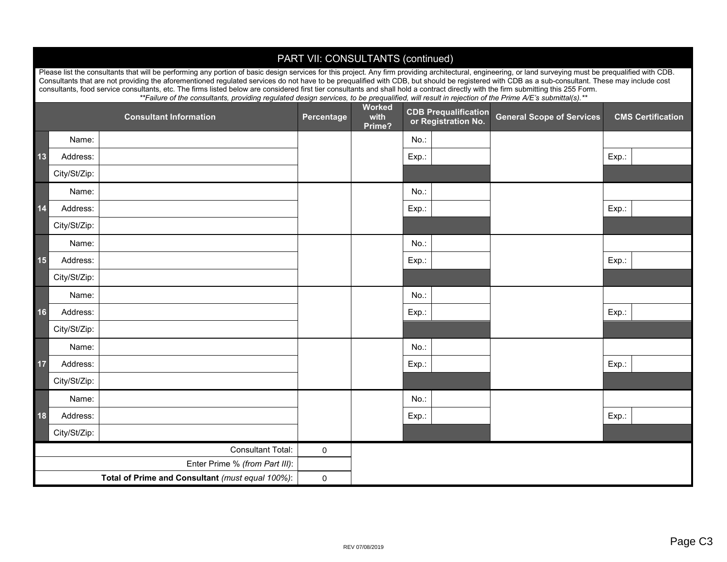## PART VII: CONSULTANTS (continued)

Please list the consultants that will be performing any portion of basic design services for this project. Any firm providing architectural, engineering, or land surveying must be prequalified with CDB. Consultants that are not providing the aforementioned regulated services do not have to be prequalified with CDB, but should be registered with CDB as a sub-consultant. These may include cost consultants, food service consultants, etc. The firms listed below are considered first tier consultants and shall hold a contract directly with the firm submitting this 255 Form.

***Failure of the consultants, providing regulated design services, to be prequalified, will result in rejection of the Prime A/E's submittal(s).***

| | Consultant Information | | Percentage | Worked with Prime? | CDB Prequalification or Registration No. | | General Scope of Services | CMS Certification | |
|---|---|---|---|---|---|---|---|---|---|
| 13 | Name: | | | | No.: | | | | |
| | Address: | | | | Exp.: | | | Exp.: | |
| | City/St/Zip: | | | | | | | | |
| 14 | Name: | | | | No.: | | | | |
| | Address: | | | | Exp.: | | | Exp.: | |
| | City/St/Zip: | | | | | | | | |
| 15 | Name: | | | | No.: | | | | |
| | Address: | | | | Exp.: | | | Exp.: | |
| | City/St/Zip: | | | | | | | | |
| 16 | Name: | | | | No.: | | | | |
| | Address: | | | | Exp.: | | | Exp.: | |
| | City/St/Zip: | | | | | | | | |
| 17 | Name: | | | | No.: | | | | |
| | Address: | | | | Exp.: | | | Exp.: | |
| | City/St/Zip: | | | | | | | | |
| 18 | Name: | | | | No.: | | | | |
| | Address: | | | | Exp.: | | | Exp.: | |
| | City/St/Zip: | | | | | | | | |
| | | Consultant Total: | 0 | | | | | | |
| | | Enter Prime % *(from Part III)*: | | | | | | | |
| | | **Total of Prime and Consultant** *(must equal 100%)*: | 0 | | | | | | |

REV 07/08/2019